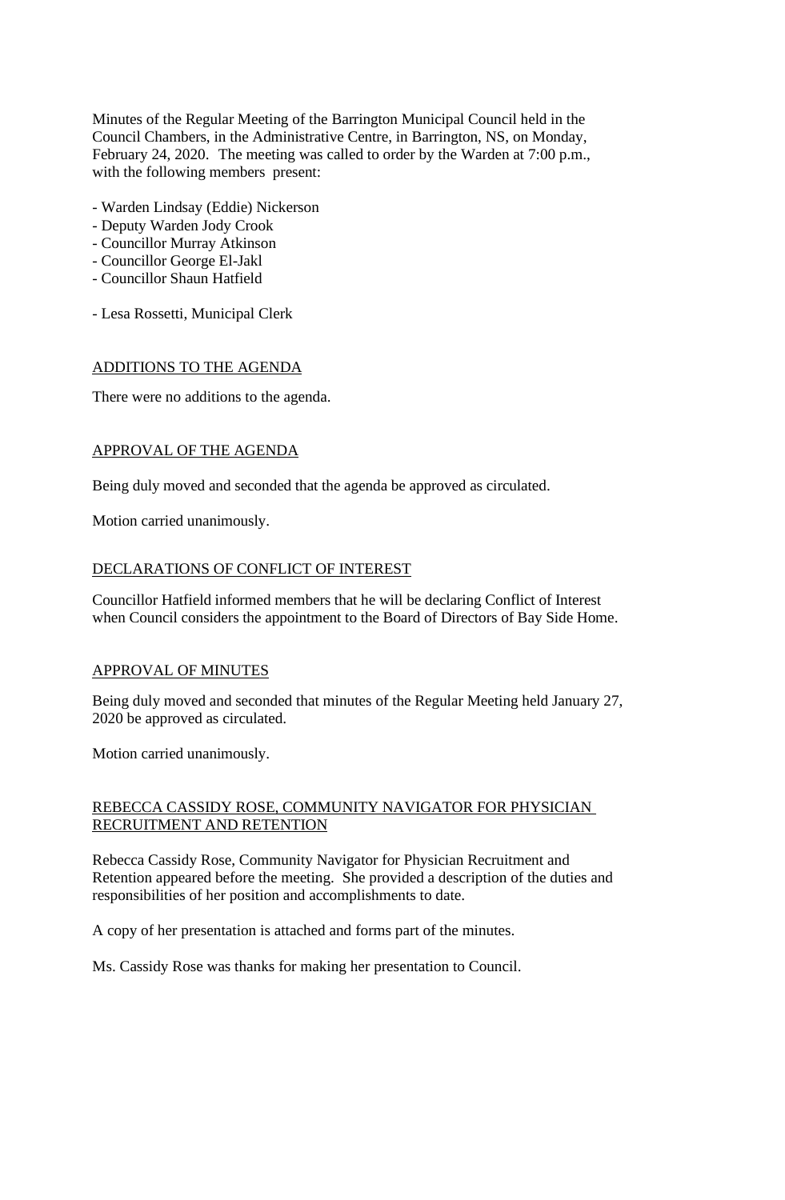Minutes of the Regular Meeting of the Barrington Municipal Council held in the Council Chambers, in the Administrative Centre, in Barrington, NS, on Monday, February 24, 2020. The meeting was called to order by the Warden at 7:00 p.m., with the following members present:

- Warden Lindsay (Eddie) Nickerson
- Deputy Warden Jody Crook
- Councillor Murray Atkinson
- Councillor George El-Jakl
- Councillor Shaun Hatfield

- Lesa Rossetti, Municipal Clerk

## ADDITIONS TO THE AGENDA

There were no additions to the agenda.

## APPROVAL OF THE AGENDA

Being duly moved and seconded that the agenda be approved as circulated.

Motion carried unanimously.

## DECLARATIONS OF CONFLICT OF INTEREST

Councillor Hatfield informed members that he will be declaring Conflict of Interest when Council considers the appointment to the Board of Directors of Bay Side Home.

## APPROVAL OF MINUTES

Being duly moved and seconded that minutes of the Regular Meeting held January 27, 2020 be approved as circulated.

Motion carried unanimously.

## REBECCA CASSIDY ROSE, COMMUNITY NAVIGATOR FOR PHYSICIAN RECRUITMENT AND RETENTION

Rebecca Cassidy Rose, Community Navigator for Physician Recruitment and Retention appeared before the meeting. She provided a description of the duties and responsibilities of her position and accomplishments to date.

A copy of her presentation is attached and forms part of the minutes.

Ms. Cassidy Rose was thanks for making her presentation to Council.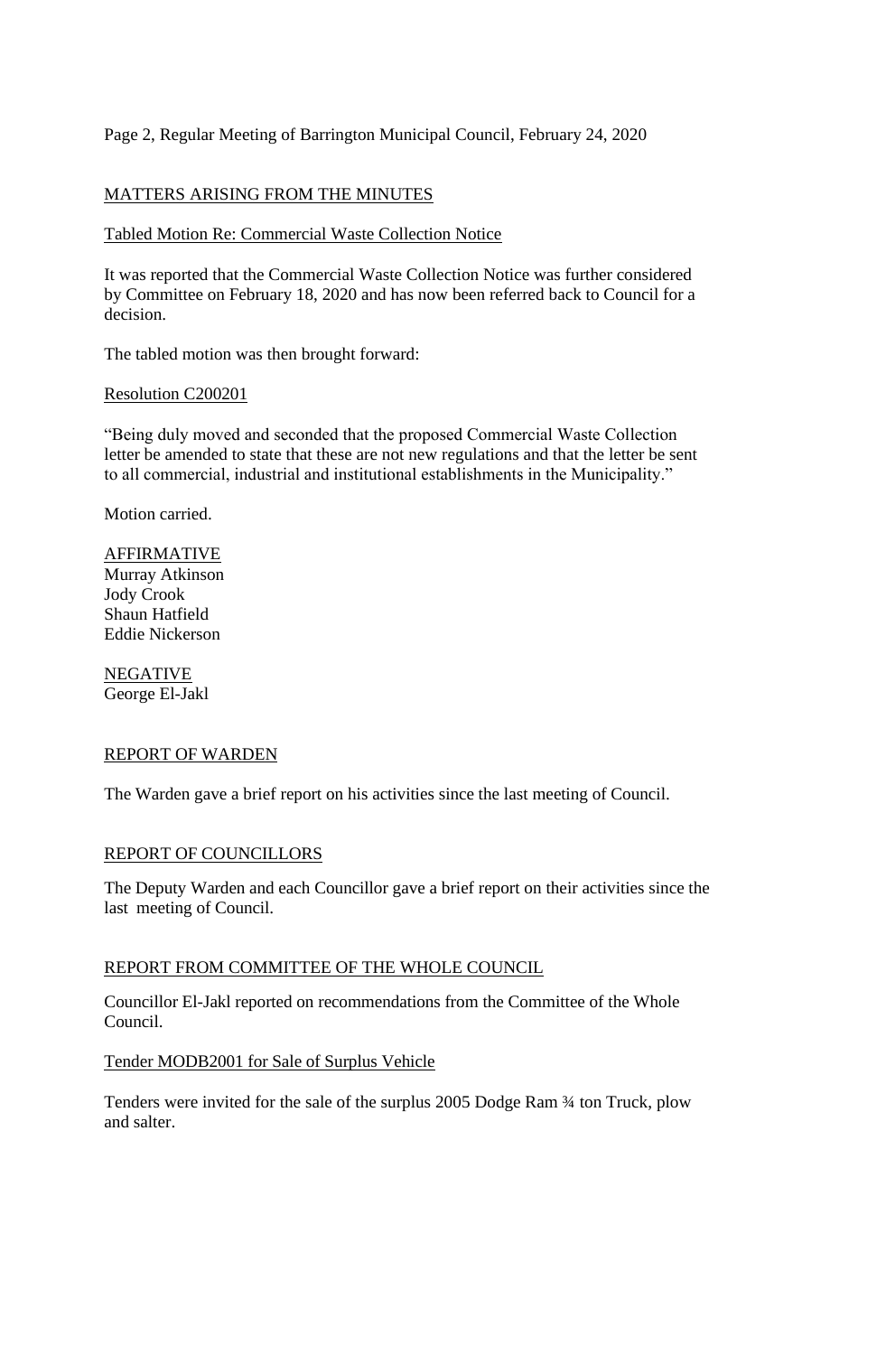## MATTERS ARISING FROM THE MINUTES

### Tabled Motion Re: Commercial Waste Collection Notice

It was reported that the Commercial Waste Collection Notice was further considered by Committee on February 18, 2020 and has now been referred back to Council for a decision.

The tabled motion was then brought forward:

### Resolution C200201

"Being duly moved and seconded that the proposed Commercial Waste Collection letter be amended to state that these are not new regulations and that the letter be sent to all commercial, industrial and institutional establishments in the Municipality."

Motion carried.

AFFIRMATIVE
Murray Atkinson
Jody Crook
Shaun Hatfield
Eddie Nickerson

NEGATIVE
George El-Jakl

## REPORT OF WARDEN

The Warden gave a brief report on his activities since the last meeting of Council.

## REPORT OF COUNCILLORS

The Deputy Warden and each Councillor gave a brief report on their activities since the last meeting of Council.

## REPORT FROM COMMITTEE OF THE WHOLE COUNCIL

Councillor El-Jakl reported on recommendations from the Committee of the Whole Council.

### Tender MODB2001 for Sale of Surplus Vehicle

Tenders were invited for the sale of the surplus 2005 Dodge Ram ¾ ton Truck, plow and salter.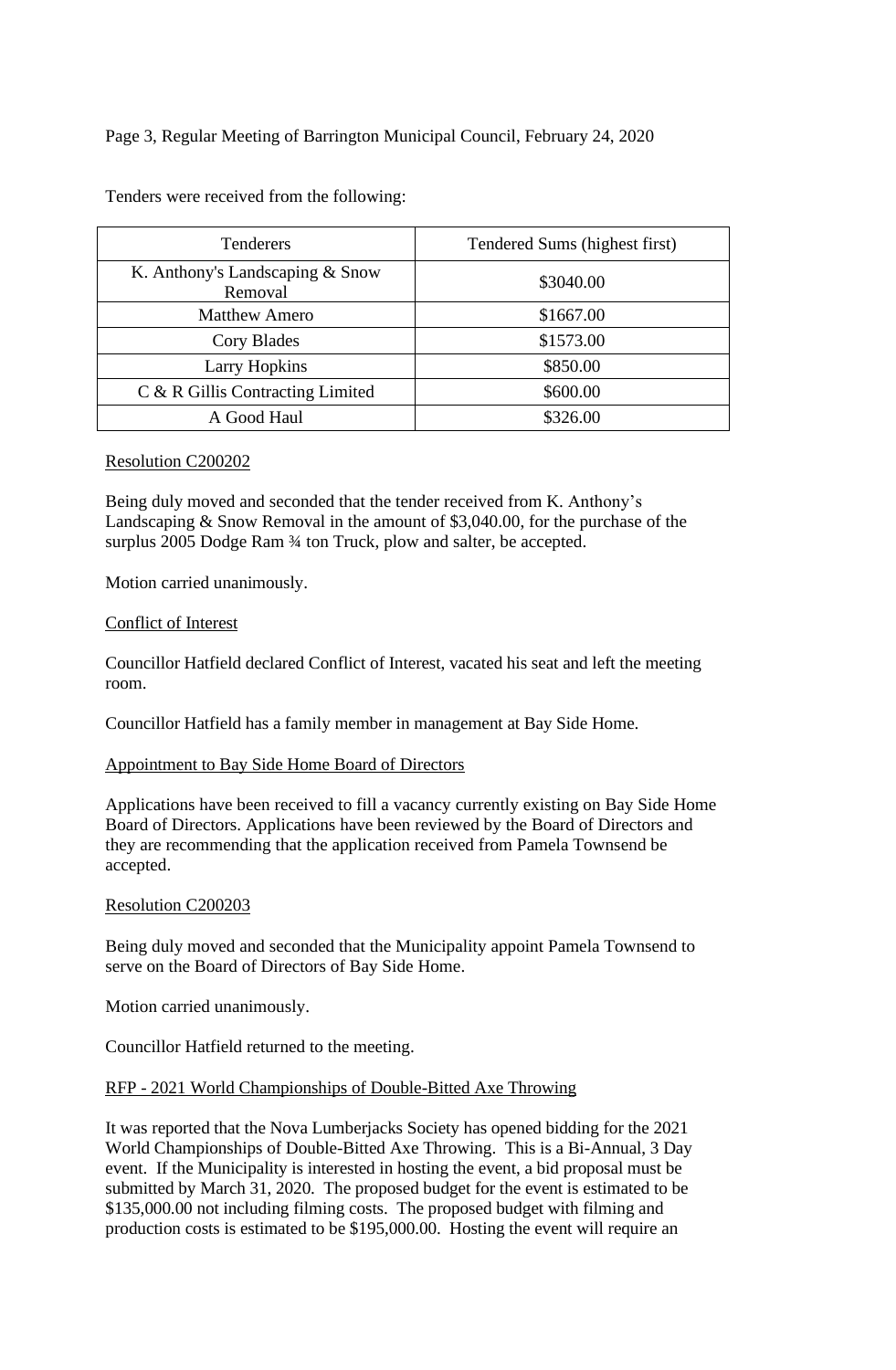Tenders were received from the following:

| Tenderers | Tendered Sums (highest first) |
|---|---|
| K. Anthony's Landscaping & Snow Removal | $3040.00 |
| Matthew Amero | $1667.00 |
| Cory Blades | $1573.00 |
| Larry Hopkins | $850.00 |
| C & R Gillis Contracting Limited | $600.00 |
| A Good Haul | $326.00 |

Resolution C200202

Being duly moved and seconded that the tender received from K. Anthony's Landscaping & Snow Removal in the amount of $3,040.00, for the purchase of the surplus 2005 Dodge Ram ¾ ton Truck, plow and salter, be accepted.

Motion carried unanimously.

Conflict of Interest

Councillor Hatfield declared Conflict of Interest, vacated his seat and left the meeting room.

Councillor Hatfield has a family member in management at Bay Side Home.

Appointment to Bay Side Home Board of Directors

Applications have been received to fill a vacancy currently existing on Bay Side Home Board of Directors. Applications have been reviewed by the Board of Directors and they are recommending that the application received from Pamela Townsend be accepted.

Resolution C200203

Being duly moved and seconded that the Municipality appoint Pamela Townsend to serve on the Board of Directors of Bay Side Home.

Motion carried unanimously.

Councillor Hatfield returned to the meeting.

RFP - 2021 World Championships of Double-Bitted Axe Throwing

It was reported that the Nova Lumberjacks Society has opened bidding for the 2021 World Championships of Double-Bitted Axe Throwing. This is a Bi-Annual, 3 Day event. If the Municipality is interested in hosting the event, a bid proposal must be submitted by March 31, 2020. The proposed budget for the event is estimated to be $135,000.00 not including filming costs. The proposed budget with filming and production costs is estimated to be $195,000.00. Hosting the event will require an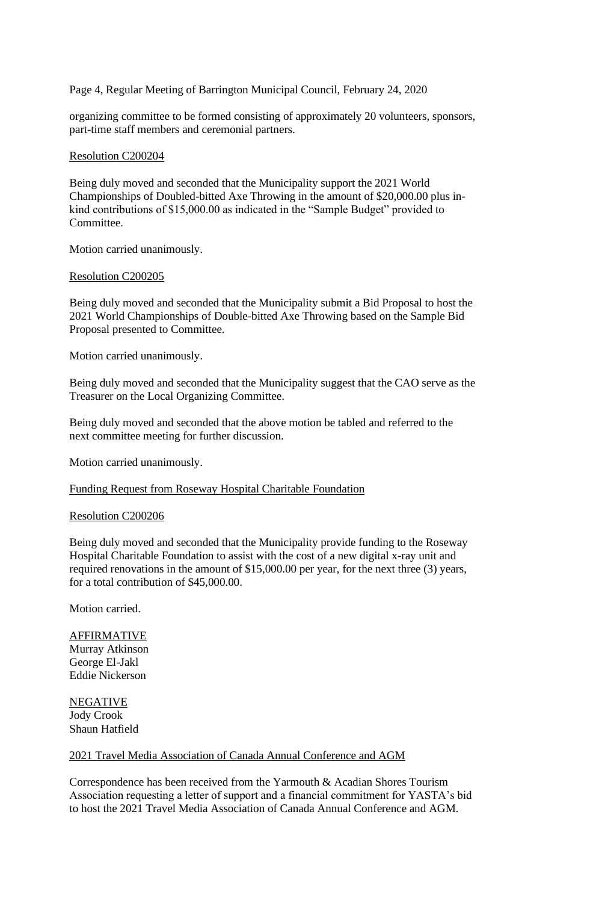organizing committee to be formed consisting of approximately 20 volunteers, sponsors, part-time staff members and ceremonial partners.

Resolution C200204

Being duly moved and seconded that the Municipality support the 2021 World Championships of Doubled-bitted Axe Throwing in the amount of $20,000.00 plus in-kind contributions of $15,000.00 as indicated in the "Sample Budget" provided to Committee.

Motion carried unanimously.

Resolution C200205

Being duly moved and seconded that the Municipality submit a Bid Proposal to host the 2021 World Championships of Double-bitted Axe Throwing based on the Sample Bid Proposal presented to Committee.

Motion carried unanimously.

Being duly moved and seconded that the Municipality suggest that the CAO serve as the Treasurer on the Local Organizing Committee.

Being duly moved and seconded that the above motion be tabled and referred to the next committee meeting for further discussion.

Motion carried unanimously.

Funding Request from Roseway Hospital Charitable Foundation

Resolution C200206

Being duly moved and seconded that the Municipality provide funding to the Roseway Hospital Charitable Foundation to assist with the cost of a new digital x-ray unit and required renovations in the amount of $15,000.00 per year, for the next three (3) years, for a total contribution of $45,000.00.

Motion carried.

AFFIRMATIVE
Murray Atkinson
George El-Jakl
Eddie Nickerson

NEGATIVE
Jody Crook
Shaun Hatfield

2021 Travel Media Association of Canada Annual Conference and AGM

Correspondence has been received from the Yarmouth & Acadian Shores Tourism Association requesting a letter of support and a financial commitment for YASTA's bid to host the 2021 Travel Media Association of Canada Annual Conference and AGM.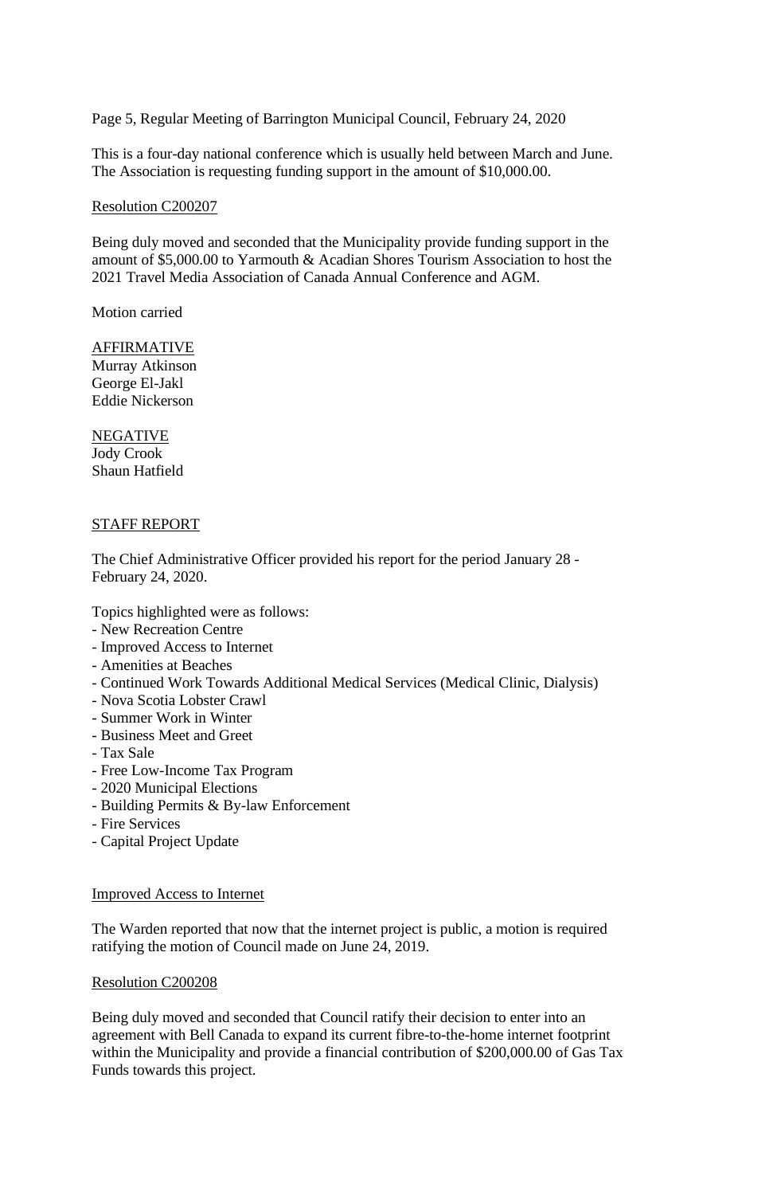This is a four-day national conference which is usually held between March and June. The Association is requesting funding support in the amount of $10,000.00.

Resolution C200207

Being duly moved and seconded that the Municipality provide funding support in the amount of $5,000.00 to Yarmouth & Acadian Shores Tourism Association to host the 2021 Travel Media Association of Canada Annual Conference and AGM.

Motion carried

AFFIRMATIVE
Murray Atkinson
George El-Jakl
Eddie Nickerson

NEGATIVE
Jody Crook
Shaun Hatfield

## STAFF REPORT

The Chief Administrative Officer provided his report for the period January 28 - February 24, 2020.

Topics highlighted were as follows:
- New Recreation Centre
- Improved Access to Internet
- Amenities at Beaches
- Continued Work Towards Additional Medical Services (Medical Clinic, Dialysis)
- Nova Scotia Lobster Crawl
- Summer Work in Winter
- Business Meet and Greet
- Tax Sale
- Free Low-Income Tax Program
- 2020 Municipal Elections
- Building Permits & By-law Enforcement
- Fire Services
- Capital Project Update

### Improved Access to Internet

The Warden reported that now that the internet project is public, a motion is required ratifying the motion of Council made on June 24, 2019.

Resolution C200208

Being duly moved and seconded that Council ratify their decision to enter into an agreement with Bell Canada to expand its current fibre-to-the-home internet footprint within the Municipality and provide a financial contribution of $200,000.00 of Gas Tax Funds towards this project.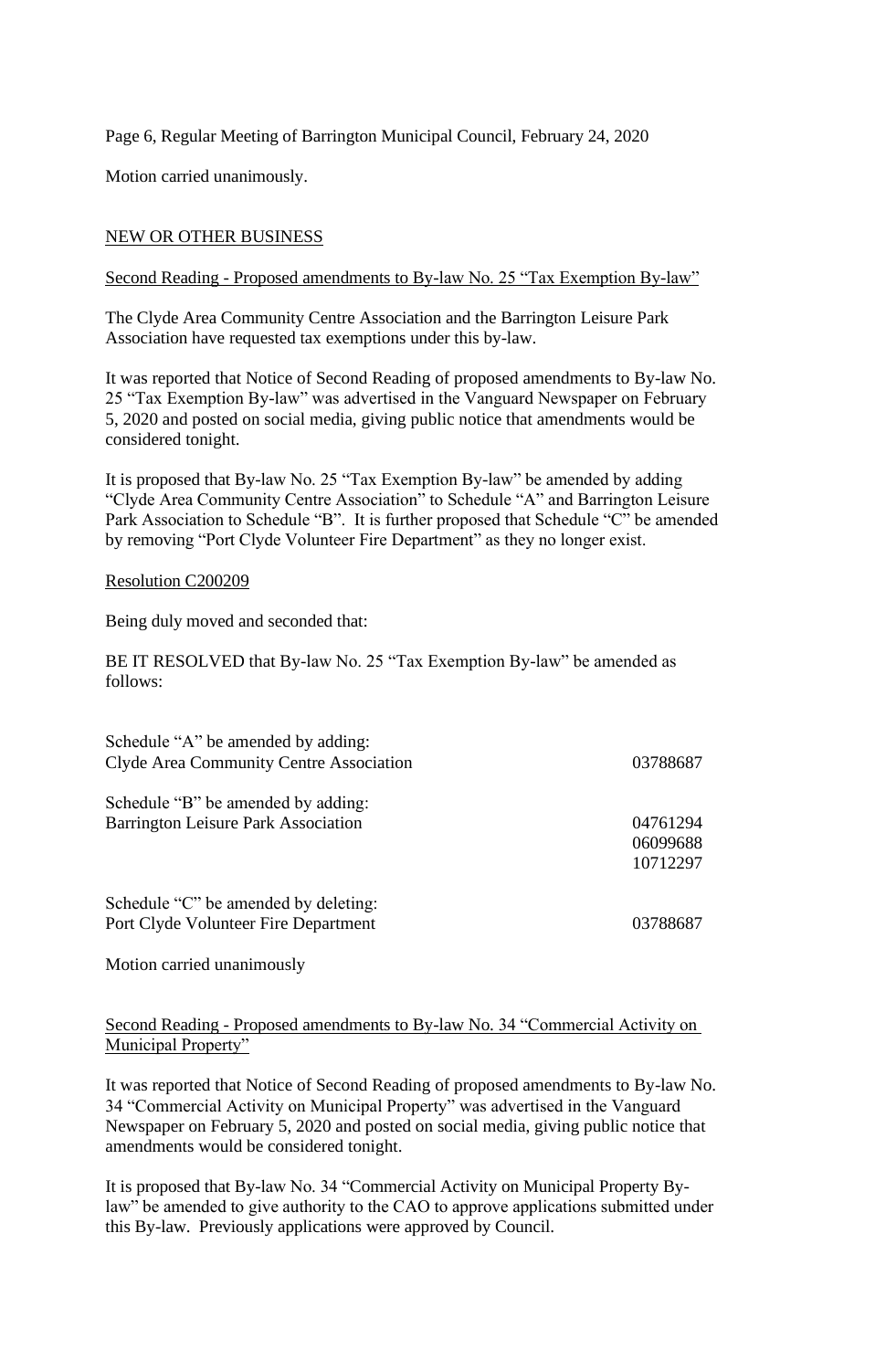Motion carried unanimously.

## NEW OR OTHER BUSINESS

### Second Reading - Proposed amendments to By-law No. 25 "Tax Exemption By-law"

The Clyde Area Community Centre Association and the Barrington Leisure Park Association have requested tax exemptions under this by-law.

It was reported that Notice of Second Reading of proposed amendments to By-law No. 25 "Tax Exemption By-law" was advertised in the Vanguard Newspaper on February 5, 2020 and posted on social media, giving public notice that amendments would be considered tonight.

It is proposed that By-law No. 25 "Tax Exemption By-law" be amended by adding "Clyde Area Community Centre Association" to Schedule "A" and Barrington Leisure Park Association to Schedule "B". It is further proposed that Schedule "C" be amended by removing "Port Clyde Volunteer Fire Department" as they no longer exist.

### Resolution C200209

Being duly moved and seconded that:

BE IT RESOLVED that By-law No. 25 "Tax Exemption By-law" be amended as follows:

Schedule "A" be amended by adding:
Clyde Area Community Centre Association — 03788687

Schedule "B" be amended by adding:
Barrington Leisure Park Association — 04761294, 06099688, 10712297

Schedule "C" be amended by deleting:
Port Clyde Volunteer Fire Department — 03788687

Motion carried unanimously

### Second Reading - Proposed amendments to By-law No. 34 "Commercial Activity on Municipal Property"

It was reported that Notice of Second Reading of proposed amendments to By-law No. 34 "Commercial Activity on Municipal Property" was advertised in the Vanguard Newspaper on February 5, 2020 and posted on social media, giving public notice that amendments would be considered tonight.

It is proposed that By-law No. 34 "Commercial Activity on Municipal Property By-law" be amended to give authority to the CAO to approve applications submitted under this By-law. Previously applications were approved by Council.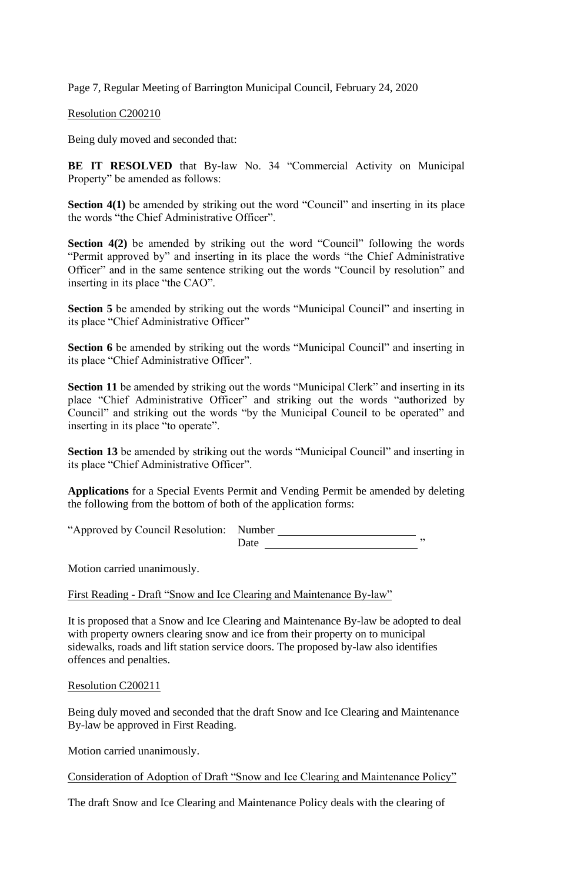Page 7, Regular Meeting of Barrington Municipal Council, February 24, 2020

Resolution C200210

Being duly moved and seconded that:

**BE IT RESOLVED** that By-law No. 34 "Commercial Activity on Municipal Property" be amended as follows:

**Section 4(1)** be amended by striking out the word "Council" and inserting in its place the words "the Chief Administrative Officer".

**Section 4(2)** be amended by striking out the word "Council" following the words "Permit approved by" and inserting in its place the words "the Chief Administrative Officer" and in the same sentence striking out the words "Council by resolution" and inserting in its place "the CAO".

**Section 5** be amended by striking out the words "Municipal Council" and inserting in its place "Chief Administrative Officer"

**Section 6** be amended by striking out the words "Municipal Council" and inserting in its place "Chief Administrative Officer".

**Section 11** be amended by striking out the words "Municipal Clerk" and inserting in its place "Chief Administrative Officer" and striking out the words "authorized by Council" and striking out the words "by the Municipal Council to be operated" and inserting in its place "to operate".

**Section 13** be amended by striking out the words "Municipal Council" and inserting in its place "Chief Administrative Officer".

**Applications** for a Special Events Permit and Vending Permit be amended by deleting the following from the bottom of both of the application forms:

"Approved by Council Resolution: Number \_\_\_\_\_\_\_\_\_\_\_\_\_\_\_\_\_\_\_\_
Date \_\_\_\_\_\_\_\_\_\_\_\_\_\_\_\_\_\_\_\_ "

Motion carried unanimously.

First Reading - Draft "Snow and Ice Clearing and Maintenance By-law"

It is proposed that a Snow and Ice Clearing and Maintenance By-law be adopted to deal with property owners clearing snow and ice from their property on to municipal sidewalks, roads and lift station service doors. The proposed by-law also identifies offences and penalties.

Resolution C200211

Being duly moved and seconded that the draft Snow and Ice Clearing and Maintenance By-law be approved in First Reading.

Motion carried unanimously.

Consideration of Adoption of Draft "Snow and Ice Clearing and Maintenance Policy"

The draft Snow and Ice Clearing and Maintenance Policy deals with the clearing of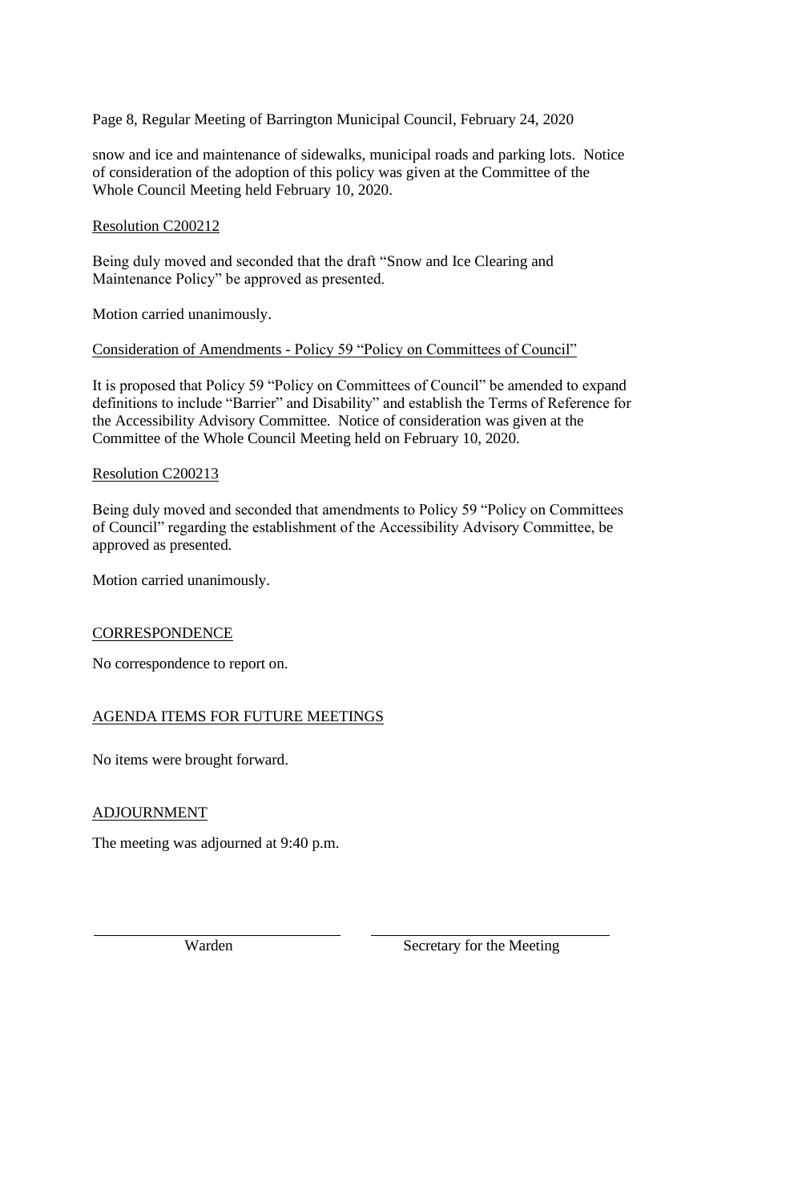snow and ice and maintenance of sidewalks, municipal roads and parking lots. Notice of consideration of the adoption of this policy was given at the Committee of the Whole Council Meeting held February 10, 2020.

Resolution C200212

Being duly moved and seconded that the draft "Snow and Ice Clearing and Maintenance Policy" be approved as presented.

Motion carried unanimously.

Consideration of Amendments - Policy 59 "Policy on Committees of Council"

It is proposed that Policy 59 "Policy on Committees of Council" be amended to expand definitions to include "Barrier" and Disability" and establish the Terms of Reference for the Accessibility Advisory Committee. Notice of consideration was given at the Committee of the Whole Council Meeting held on February 10, 2020.

Resolution C200213

Being duly moved and seconded that amendments to Policy 59 "Policy on Committees of Council" regarding the establishment of the Accessibility Advisory Committee, be approved as presented.

Motion carried unanimously.

## CORRESPONDENCE

No correspondence to report on.

## AGENDA ITEMS FOR FUTURE MEETINGS

No items were brought forward.

## ADJOURNMENT

The meeting was adjourned at 9:40 p.m.

| | |
|---|---|
| ______________________________ | ______________________________ |
| Warden | Secretary for the Meeting |